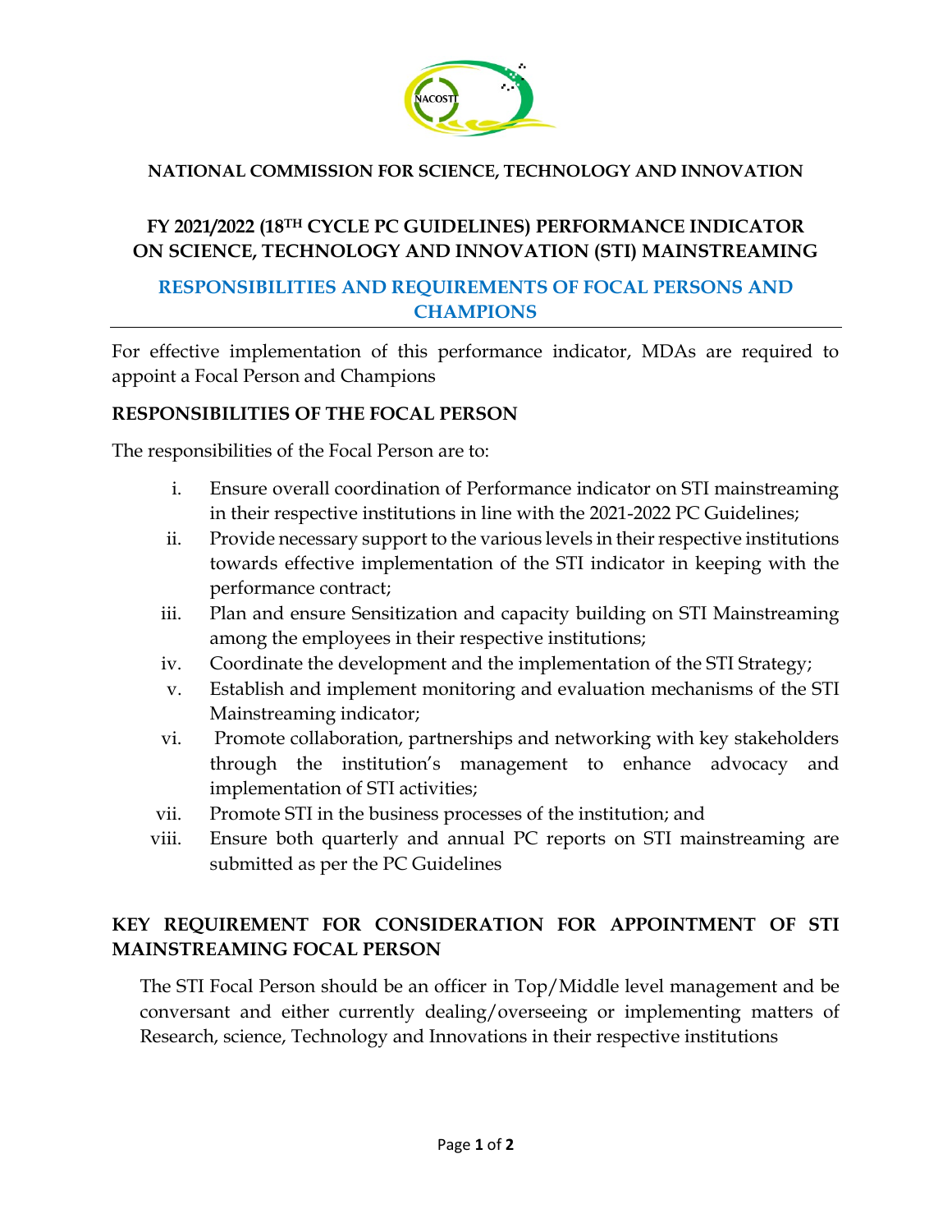**NATIONAL COMMISSION FOR SCIENCE, TECHNOLOGY AND INNOVATION**

# FY 2021/2022 (18TH CYCLE PC GUIDELINES) PERFORMANCE INDICATOR ON SCIENCE, TECHNOLOGY AND INNOVATION (STI) MAINSTREAMING

## RESPONSIBILITIES AND REQUIREMENTS OF FOCAL PERSONS AND CHAMPIONS

---

For effective implementation of this performance indicator, MDAs are required to appoint a Focal Person and Champions

### RESPONSIBILITIES OF THE FOCAL PERSON

The responsibilities of the Focal Person are to:

i. Ensure overall coordination of Performance indicator on STI mainstreaming in their respective institutions in line with the 2021-2022 PC Guidelines;

ii. Provide necessary support to the various levels in their respective institutions towards effective implementation of the STI indicator in keeping with the performance contract;

iii. Plan and ensure Sensitization and capacity building on STI Mainstreaming among the employees in their respective institutions;

iv. Coordinate the development and the implementation of the STI Strategy;

v. Establish and implement monitoring and evaluation mechanisms of the STI Mainstreaming indicator;

vi. Promote collaboration, partnerships and networking with key stakeholders through the institution's management to enhance advocacy and implementation of STI activities;

vii. Promote STI in the business processes of the institution; and

viii. Ensure both quarterly and annual PC reports on STI mainstreaming are submitted as per the PC Guidelines

### KEY REQUIREMENT FOR CONSIDERATION FOR APPOINTMENT OF STI MAINSTREAMING FOCAL PERSON

The STI Focal Person should be an officer in Top/Middle level management and be conversant and either currently dealing/overseeing or implementing matters of Research, science, Technology and Innovations in their respective institutions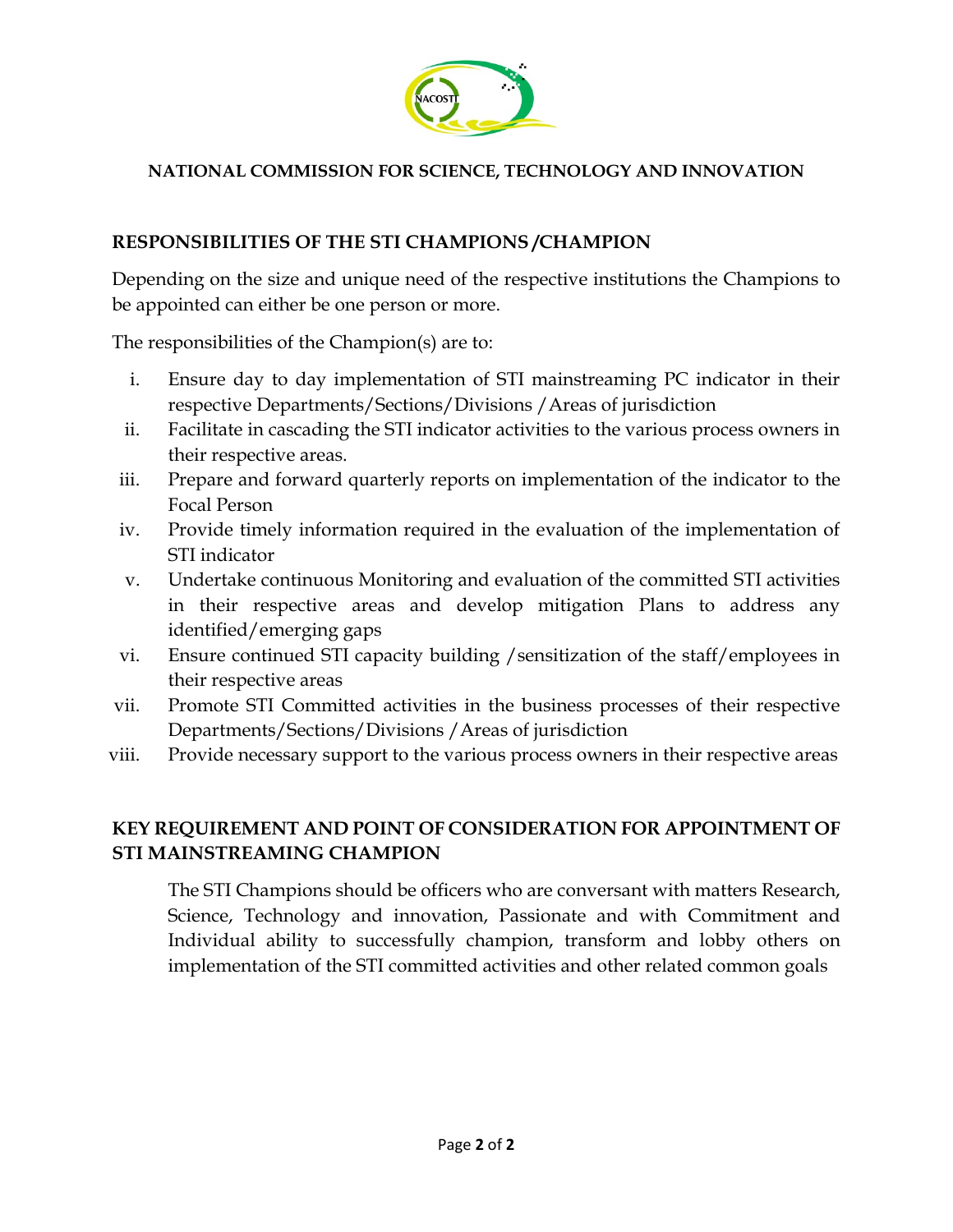**NATIONAL COMMISSION FOR SCIENCE, TECHNOLOGY AND INNOVATION**

## RESPONSIBILITIES OF THE STI CHAMPIONS /CHAMPION

Depending on the size and unique need of the respective institutions the Champions to be appointed can either be one person or more.

The responsibilities of the Champion(s) are to:

i. Ensure day to day implementation of STI mainstreaming PC indicator in their respective Departments/Sections/Divisions /Areas of jurisdiction
ii. Facilitate in cascading the STI indicator activities to the various process owners in their respective areas.
iii. Prepare and forward quarterly reports on implementation of the indicator to the Focal Person
iv. Provide timely information required in the evaluation of the implementation of STI indicator
v. Undertake continuous Monitoring and evaluation of the committed STI activities in their respective areas and develop mitigation Plans to address any identified/emerging gaps
vi. Ensure continued STI capacity building /sensitization of the staff/employees in their respective areas
vii. Promote STI Committed activities in the business processes of their respective Departments/Sections/Divisions /Areas of jurisdiction
viii. Provide necessary support to the various process owners in their respective areas

## KEY REQUIREMENT AND POINT OF CONSIDERATION FOR APPOINTMENT OF STI MAINSTREAMING CHAMPION

The STI Champions should be officers who are conversant with matters Research, Science, Technology and innovation, Passionate and with Commitment and Individual ability to successfully champion, transform and lobby others on implementation of the STI committed activities and other related common goals